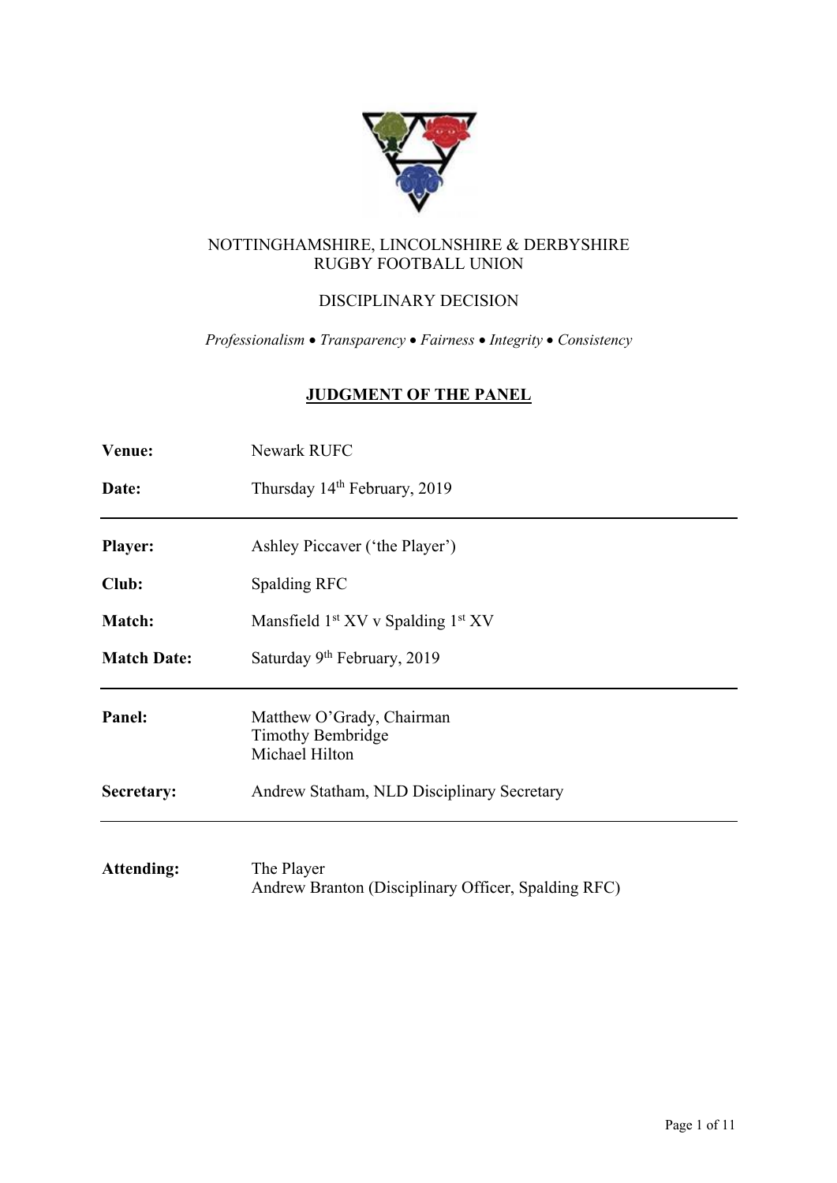NOTTINGHAMSHIRE, LINCOLNSHIRE & DERBYSHIRE
RUGBY FOOTBALL UNION

DISCIPLINARY DECISION

*Professionalism • Transparency • Fairness • Integrity • Consistency*

## JUDGMENT OF THE PANEL

**Venue:** Newark RUFC

**Date:** Thursday 14th February, 2019

---

**Player:** Ashley Piccaver ('the Player')

**Club:** Spalding RFC

**Match:** Mansfield 1st XV v Spalding 1st XV

**Match Date:** Saturday 9th February, 2019

---

**Panel:** Matthew O'Grady, Chairman
Timothy Bembridge
Michael Hilton

**Secretary:** Andrew Statham, NLD Disciplinary Secretary

---

**Attending:** The Player
Andrew Branton (Disciplinary Officer, Spalding RFC)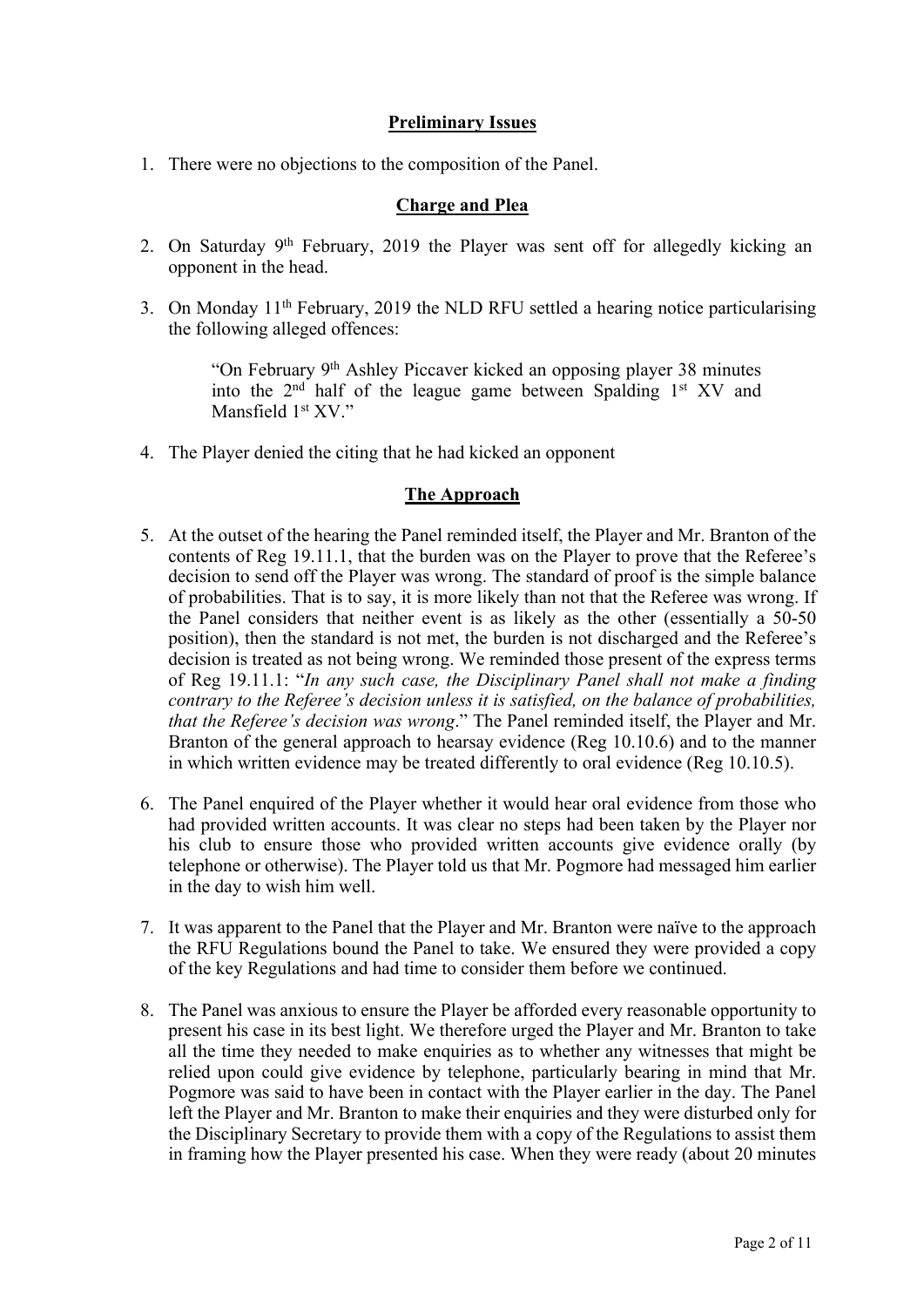## Preliminary Issues

1. There were no objections to the composition of the Panel.

## Charge and Plea

2. On Saturday 9th February, 2019 the Player was sent off for allegedly kicking an opponent in the head.

3. On Monday 11th February, 2019 the NLD RFU settled a hearing notice particularising the following alleged offences:

   > "On February 9th Ashley Piccaver kicked an opposing player 38 minutes into the 2nd half of the league game between Spalding 1st XV and Mansfield 1st XV."

4. The Player denied the citing that he had kicked an opponent

## The Approach

5. At the outset of the hearing the Panel reminded itself, the Player and Mr. Branton of the contents of Reg 19.11.1, that the burden was on the Player to prove that the Referee's decision to send off the Player was wrong. The standard of proof is the simple balance of probabilities. That is to say, it is more likely than not that the Referee was wrong. If the Panel considers that neither event is as likely as the other (essentially a 50-50 position), then the standard is not met, the burden is not discharged and the Referee's decision is treated as not being wrong. We reminded those present of the express terms of Reg 19.11.1: "*In any such case, the Disciplinary Panel shall not make a finding contrary to the Referee's decision unless it is satisfied, on the balance of probabilities, that the Referee's decision was wrong*." The Panel reminded itself, the Player and Mr. Branton of the general approach to hearsay evidence (Reg 10.10.6) and to the manner in which written evidence may be treated differently to oral evidence (Reg 10.10.5).

6. The Panel enquired of the Player whether it would hear oral evidence from those who had provided written accounts. It was clear no steps had been taken by the Player nor his club to ensure those who provided written accounts give evidence orally (by telephone or otherwise). The Player told us that Mr. Pogmore had messaged him earlier in the day to wish him well.

7. It was apparent to the Panel that the Player and Mr. Branton were naïve to the approach the RFU Regulations bound the Panel to take. We ensured they were provided a copy of the key Regulations and had time to consider them before we continued.

8. The Panel was anxious to ensure the Player be afforded every reasonable opportunity to present his case in its best light. We therefore urged the Player and Mr. Branton to take all the time they needed to make enquiries as to whether any witnesses that might be relied upon could give evidence by telephone, particularly bearing in mind that Mr. Pogmore was said to have been in contact with the Player earlier in the day. The Panel left the Player and Mr. Branton to make their enquiries and they were disturbed only for the Disciplinary Secretary to provide them with a copy of the Regulations to assist them in framing how the Player presented his case. When they were ready (about 20 minutes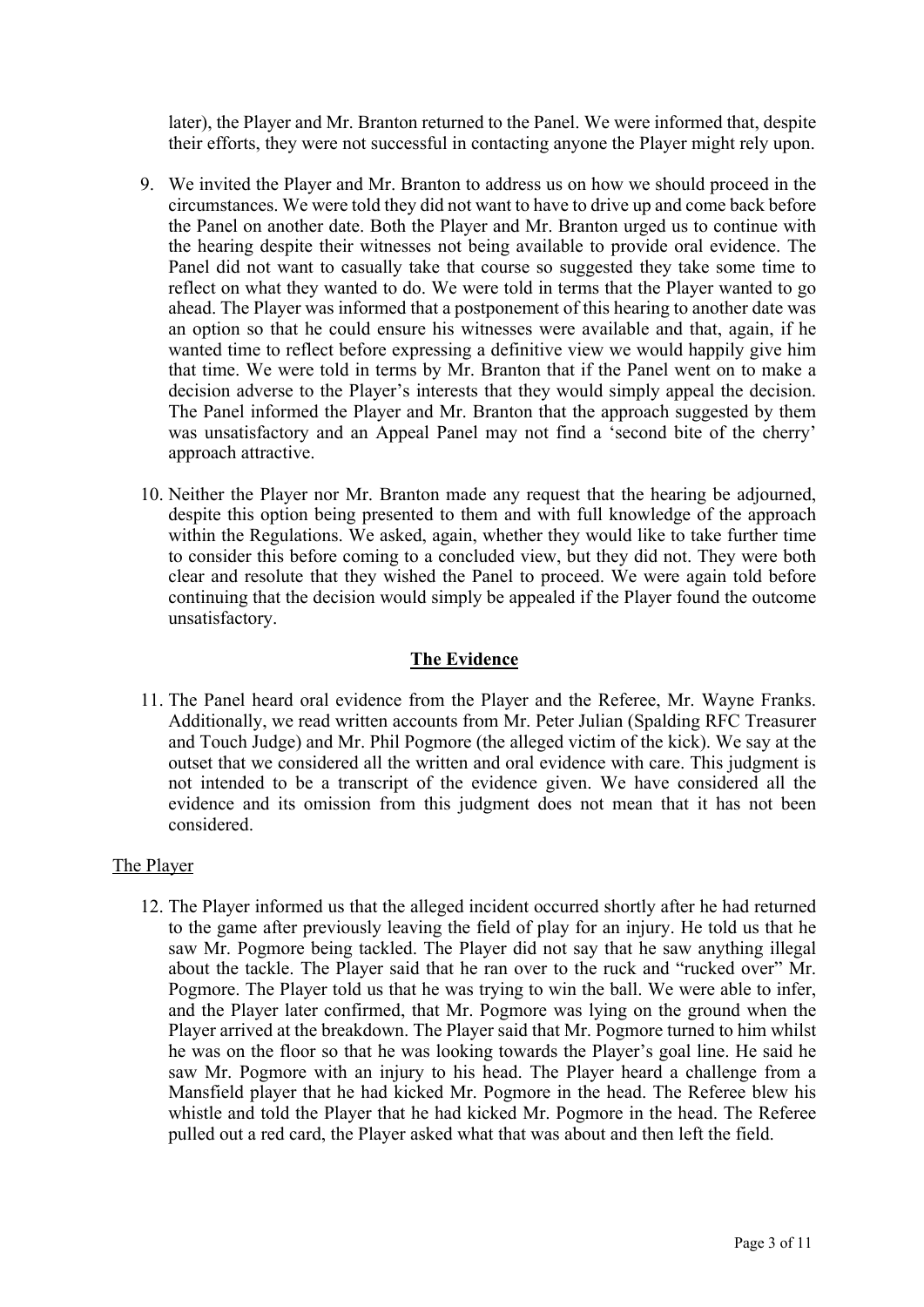later), the Player and Mr. Branton returned to the Panel. We were informed that, despite their efforts, they were not successful in contacting anyone the Player might rely upon.

9. We invited the Player and Mr. Branton to address us on how we should proceed in the circumstances. We were told they did not want to have to drive up and come back before the Panel on another date. Both the Player and Mr. Branton urged us to continue with the hearing despite their witnesses not being available to provide oral evidence. The Panel did not want to casually take that course so suggested they take some time to reflect on what they wanted to do. We were told in terms that the Player wanted to go ahead. The Player was informed that a postponement of this hearing to another date was an option so that he could ensure his witnesses were available and that, again, if he wanted time to reflect before expressing a definitive view we would happily give him that time. We were told in terms by Mr. Branton that if the Panel went on to make a decision adverse to the Player's interests that they would simply appeal the decision. The Panel informed the Player and Mr. Branton that the approach suggested by them was unsatisfactory and an Appeal Panel may not find a 'second bite of the cherry' approach attractive.

10. Neither the Player nor Mr. Branton made any request that the hearing be adjourned, despite this option being presented to them and with full knowledge of the approach within the Regulations. We asked, again, whether they would like to take further time to consider this before coming to a concluded view, but they did not. They were both clear and resolute that they wished the Panel to proceed. We were again told before continuing that the decision would simply be appealed if the Player found the outcome unsatisfactory.

## The Evidence

11. The Panel heard oral evidence from the Player and the Referee, Mr. Wayne Franks. Additionally, we read written accounts from Mr. Peter Julian (Spalding RFC Treasurer and Touch Judge) and Mr. Phil Pogmore (the alleged victim of the kick). We say at the outset that we considered all the written and oral evidence with care. This judgment is not intended to be a transcript of the evidence given. We have considered all the evidence and its omission from this judgment does not mean that it has not been considered.

### The Player

12. The Player informed us that the alleged incident occurred shortly after he had returned to the game after previously leaving the field of play for an injury. He told us that he saw Mr. Pogmore being tackled. The Player did not say that he saw anything illegal about the tackle. The Player said that he ran over to the ruck and "rucked over" Mr. Pogmore. The Player told us that he was trying to win the ball. We were able to infer, and the Player later confirmed, that Mr. Pogmore was lying on the ground when the Player arrived at the breakdown. The Player said that Mr. Pogmore turned to him whilst he was on the floor so that he was looking towards the Player's goal line. He said he saw Mr. Pogmore with an injury to his head. The Player heard a challenge from a Mansfield player that he had kicked Mr. Pogmore in the head. The Referee blew his whistle and told the Player that he had kicked Mr. Pogmore in the head. The Referee pulled out a red card, the Player asked what that was about and then left the field.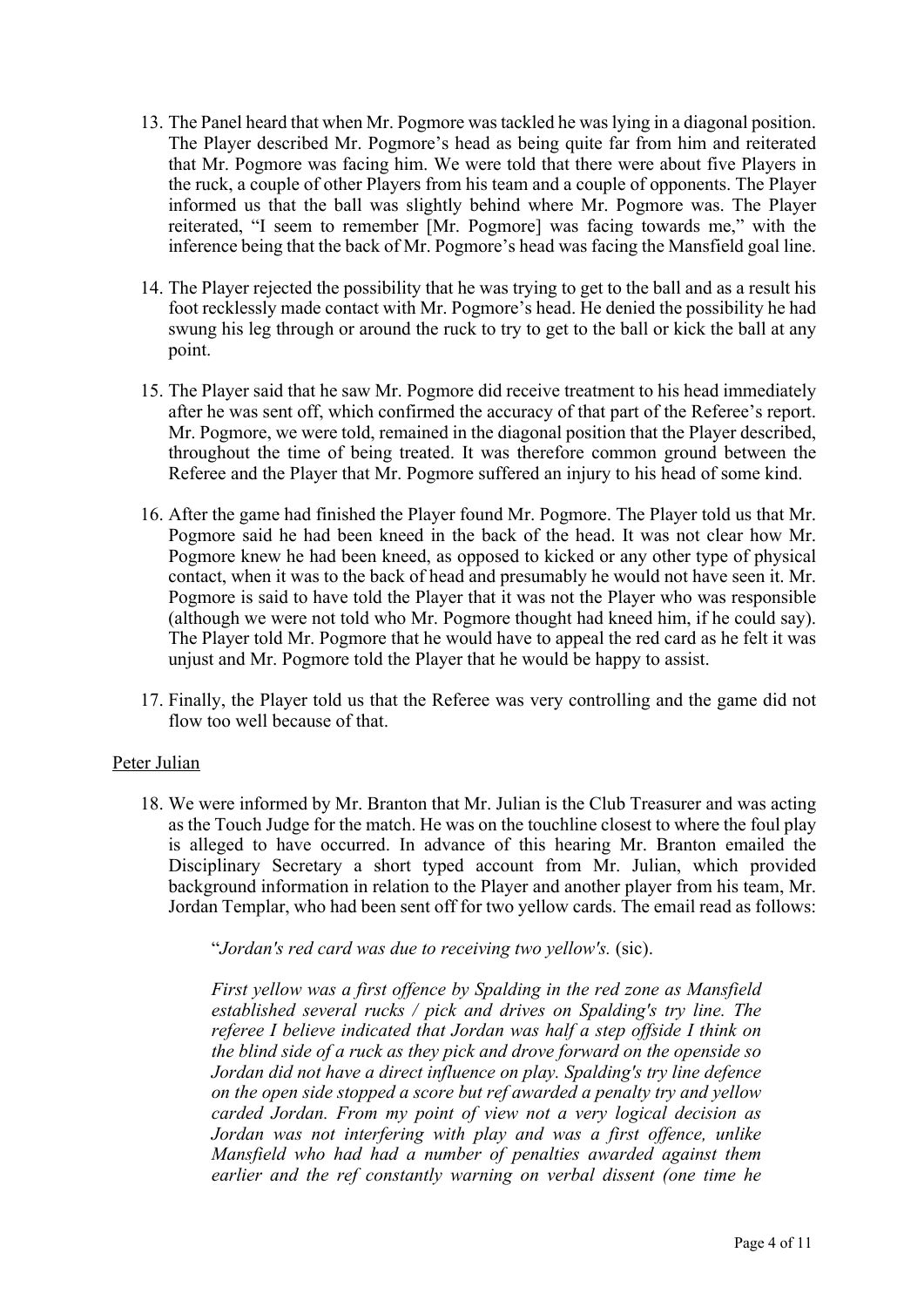13. The Panel heard that when Mr. Pogmore was tackled he was lying in a diagonal position. The Player described Mr. Pogmore's head as being quite far from him and reiterated that Mr. Pogmore was facing him. We were told that there were about five Players in the ruck, a couple of other Players from his team and a couple of opponents. The Player informed us that the ball was slightly behind where Mr. Pogmore was. The Player reiterated, "I seem to remember [Mr. Pogmore] was facing towards me," with the inference being that the back of Mr. Pogmore's head was facing the Mansfield goal line.

14. The Player rejected the possibility that he was trying to get to the ball and as a result his foot recklessly made contact with Mr. Pogmore's head. He denied the possibility he had swung his leg through or around the ruck to try to get to the ball or kick the ball at any point.

15. The Player said that he saw Mr. Pogmore did receive treatment to his head immediately after he was sent off, which confirmed the accuracy of that part of the Referee's report. Mr. Pogmore, we were told, remained in the diagonal position that the Player described, throughout the time of being treated. It was therefore common ground between the Referee and the Player that Mr. Pogmore suffered an injury to his head of some kind.

16. After the game had finished the Player found Mr. Pogmore. The Player told us that Mr. Pogmore said he had been kneed in the back of the head. It was not clear how Mr. Pogmore knew he had been kneed, as opposed to kicked or any other type of physical contact, when it was to the back of head and presumably he would not have seen it. Mr. Pogmore is said to have told the Player that it was not the Player who was responsible (although we were not told who Mr. Pogmore thought had kneed him, if he could say). The Player told Mr. Pogmore that he would have to appeal the red card as he felt it was unjust and Mr. Pogmore told the Player that he would be happy to assist.

17. Finally, the Player told us that the Referee was very controlling and the game did not flow too well because of that.

<u>Peter Julian</u>

18. We were informed by Mr. Branton that Mr. Julian is the Club Treasurer and was acting as the Touch Judge for the match. He was on the touchline closest to where the foul play is alleged to have occurred. In advance of this hearing Mr. Branton emailed the Disciplinary Secretary a short typed account from Mr. Julian, which provided background information in relation to the Player and another player from his team, Mr. Jordan Templar, who had been sent off for two yellow cards. The email read as follows:

    "*Jordan's red card was due to receiving two yellow's.* (sic).

    *First yellow was a first offence by Spalding in the red zone as Mansfield established several rucks / pick and drives on Spalding's try line. The referee I believe indicated that Jordan was half a step offside I think on the blind side of a ruck as they pick and drove forward on the openside so Jordan did not have a direct influence on play. Spalding's try line defence on the open side stopped a score but ref awarded a penalty try and yellow carded Jordan. From my point of view not a very logical decision as Jordan was not interfering with play and was a first offence, unlike Mansfield who had had a number of penalties awarded against them earlier and the ref constantly warning on verbal dissent (one time he*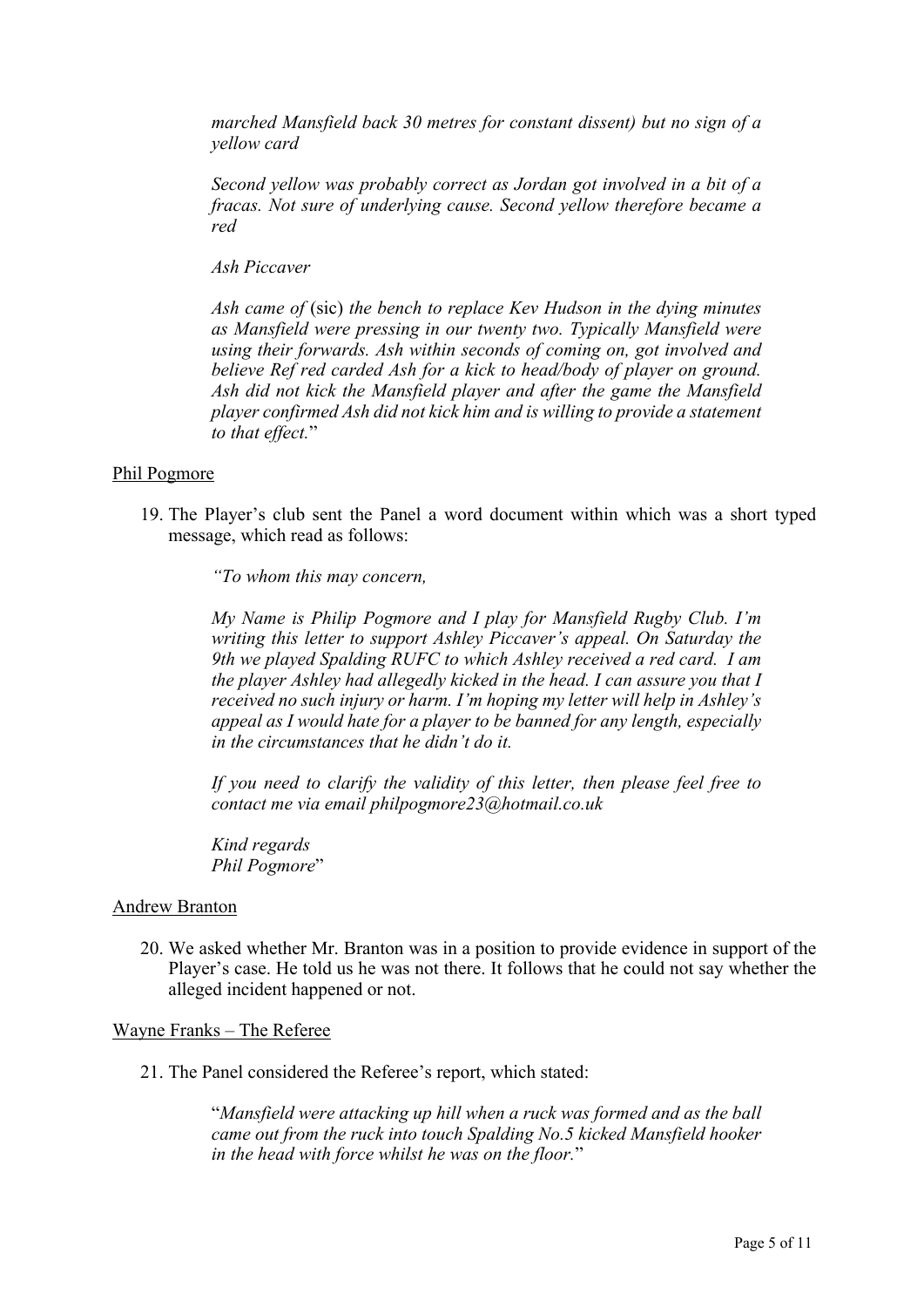*marched Mansfield back 30 metres for constant dissent) but no sign of a yellow card*

*Second yellow was probably correct as Jordan got involved in a bit of a fracas. Not sure of underlying cause. Second yellow therefore became a red*

*Ash Piccaver*

*Ash came of* (sic) *the bench to replace Kev Hudson in the dying minutes as Mansfield were pressing in our twenty two. Typically Mansfield were using their forwards. Ash within seconds of coming on, got involved and believe Ref red carded Ash for a kick to head/body of player on ground. Ash did not kick the Mansfield player and after the game the Mansfield player confirmed Ash did not kick him and is willing to provide a statement to that effect.*"

<u>Phil Pogmore</u>

19. The Player's club sent the Panel a word document within which was a short typed message, which read as follows:

*"To whom this may concern,*

*My Name is Philip Pogmore and I play for Mansfield Rugby Club. I'm writing this letter to support Ashley Piccaver's appeal. On Saturday the 9th we played Spalding RUFC to which Ashley received a red card. I am the player Ashley had allegedly kicked in the head. I can assure you that I received no such injury or harm. I'm hoping my letter will help in Ashley's appeal as I would hate for a player to be banned for any length, especially in the circumstances that he didn't do it.*

*If you need to clarify the validity of this letter, then please feel free to contact me via email philpogmore23@hotmail.co.uk*

*Kind regards*
*Phil Pogmore*"

<u>Andrew Branton</u>

20. We asked whether Mr. Branton was in a position to provide evidence in support of the Player's case. He told us he was not there. It follows that he could not say whether the alleged incident happened or not.

<u>Wayne Franks – The Referee</u>

21. The Panel considered the Referee's report, which stated:

"*Mansfield were attacking up hill when a ruck was formed and as the ball came out from the ruck into touch Spalding No.5 kicked Mansfield hooker in the head with force whilst he was on the floor.*"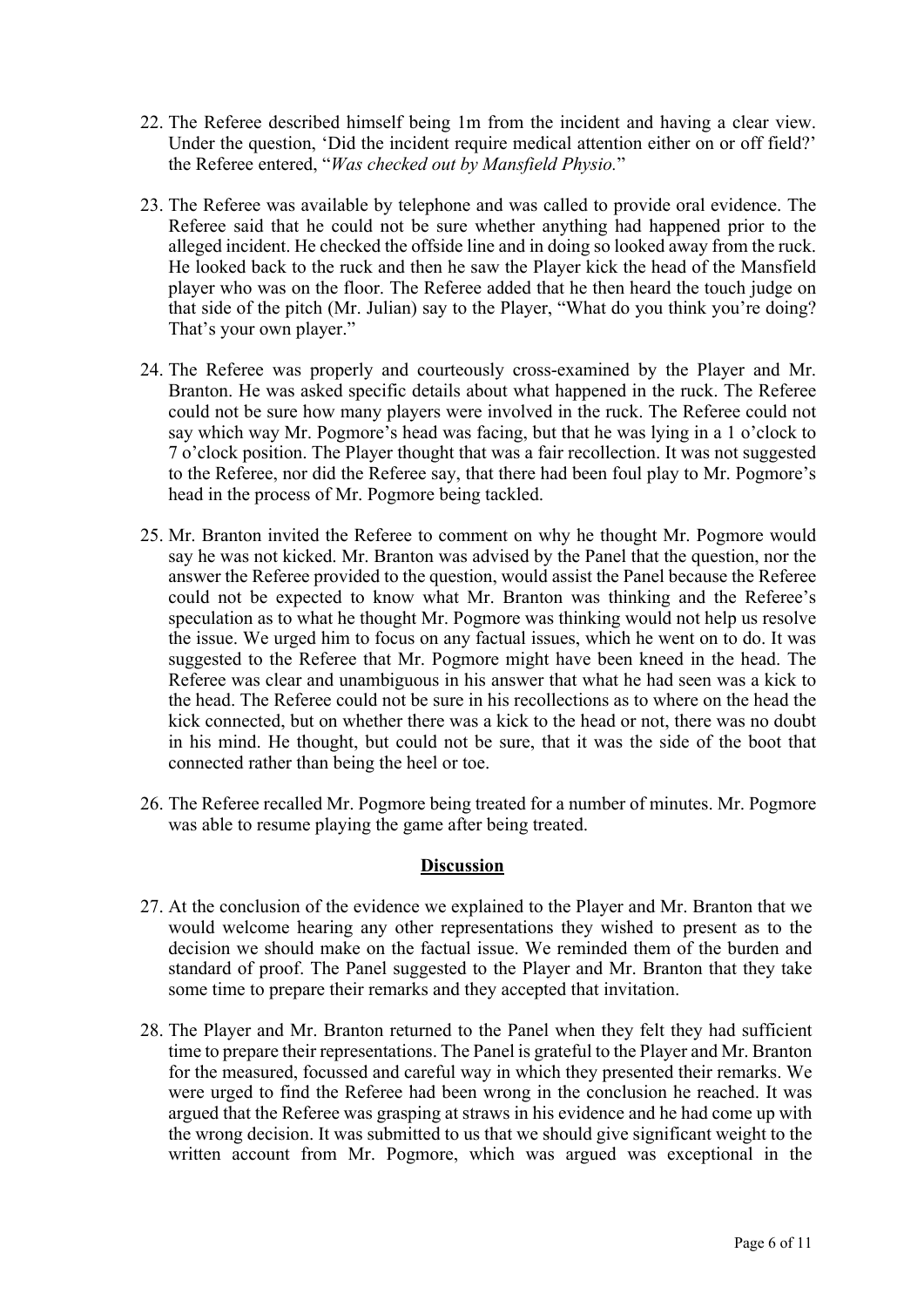22. The Referee described himself being 1m from the incident and having a clear view. Under the question, 'Did the incident require medical attention either on or off field?' the Referee entered, "*Was checked out by Mansfield Physio.*"

23. The Referee was available by telephone and was called to provide oral evidence. The Referee said that he could not be sure whether anything had happened prior to the alleged incident. He checked the offside line and in doing so looked away from the ruck. He looked back to the ruck and then he saw the Player kick the head of the Mansfield player who was on the floor. The Referee added that he then heard the touch judge on that side of the pitch (Mr. Julian) say to the Player, "What do you think you're doing? That's your own player."

24. The Referee was properly and courteously cross-examined by the Player and Mr. Branton. He was asked specific details about what happened in the ruck. The Referee could not be sure how many players were involved in the ruck. The Referee could not say which way Mr. Pogmore's head was facing, but that he was lying in a 1 o'clock to 7 o'clock position. The Player thought that was a fair recollection. It was not suggested to the Referee, nor did the Referee say, that there had been foul play to Mr. Pogmore's head in the process of Mr. Pogmore being tackled.

25. Mr. Branton invited the Referee to comment on why he thought Mr. Pogmore would say he was not kicked. Mr. Branton was advised by the Panel that the question, nor the answer the Referee provided to the question, would assist the Panel because the Referee could not be expected to know what Mr. Branton was thinking and the Referee's speculation as to what he thought Mr. Pogmore was thinking would not help us resolve the issue. We urged him to focus on any factual issues, which he went on to do. It was suggested to the Referee that Mr. Pogmore might have been kneed in the head. The Referee was clear and unambiguous in his answer that what he had seen was a kick to the head. The Referee could not be sure in his recollections as to where on the head the kick connected, but on whether there was a kick to the head or not, there was no doubt in his mind. He thought, but could not be sure, that it was the side of the boot that connected rather than being the heel or toe.

26. The Referee recalled Mr. Pogmore being treated for a number of minutes. Mr. Pogmore was able to resume playing the game after being treated.

## Discussion

27. At the conclusion of the evidence we explained to the Player and Mr. Branton that we would welcome hearing any other representations they wished to present as to the decision we should make on the factual issue. We reminded them of the burden and standard of proof. The Panel suggested to the Player and Mr. Branton that they take some time to prepare their remarks and they accepted that invitation.

28. The Player and Mr. Branton returned to the Panel when they felt they had sufficient time to prepare their representations. The Panel is grateful to the Player and Mr. Branton for the measured, focussed and careful way in which they presented their remarks. We were urged to find the Referee had been wrong in the conclusion he reached. It was argued that the Referee was grasping at straws in his evidence and he had come up with the wrong decision. It was submitted to us that we should give significant weight to the written account from Mr. Pogmore, which was argued was exceptional in the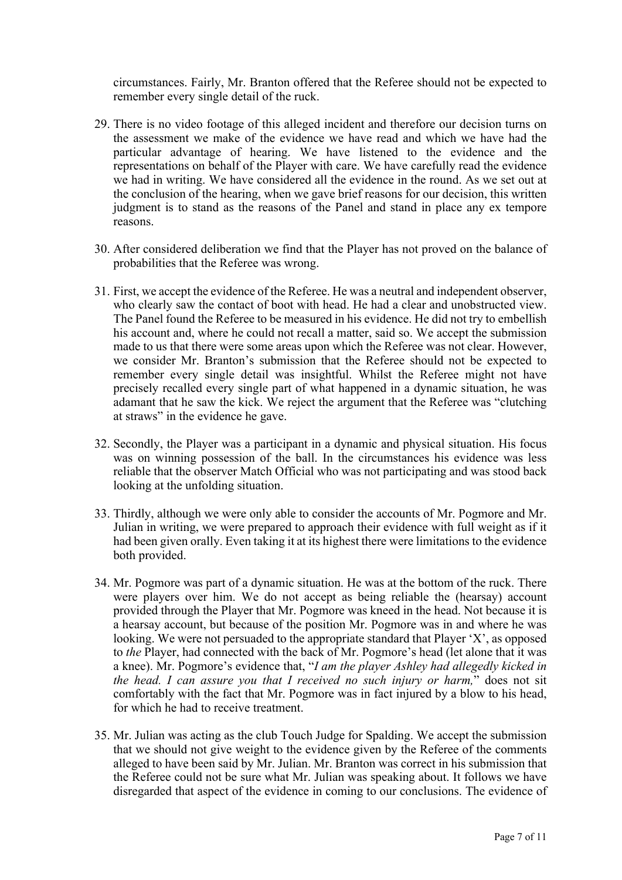circumstances. Fairly, Mr. Branton offered that the Referee should not be expected to remember every single detail of the ruck.

29. There is no video footage of this alleged incident and therefore our decision turns on the assessment we make of the evidence we have read and which we have had the particular advantage of hearing. We have listened to the evidence and the representations on behalf of the Player with care. We have carefully read the evidence we had in writing. We have considered all the evidence in the round. As we set out at the conclusion of the hearing, when we gave brief reasons for our decision, this written judgment is to stand as the reasons of the Panel and stand in place any ex tempore reasons.

30. After considered deliberation we find that the Player has not proved on the balance of probabilities that the Referee was wrong.

31. First, we accept the evidence of the Referee. He was a neutral and independent observer, who clearly saw the contact of boot with head. He had a clear and unobstructed view. The Panel found the Referee to be measured in his evidence. He did not try to embellish his account and, where he could not recall a matter, said so. We accept the submission made to us that there were some areas upon which the Referee was not clear. However, we consider Mr. Branton's submission that the Referee should not be expected to remember every single detail was insightful. Whilst the Referee might not have precisely recalled every single part of what happened in a dynamic situation, he was adamant that he saw the kick. We reject the argument that the Referee was "clutching at straws" in the evidence he gave.

32. Secondly, the Player was a participant in a dynamic and physical situation. His focus was on winning possession of the ball. In the circumstances his evidence was less reliable that the observer Match Official who was not participating and was stood back looking at the unfolding situation.

33. Thirdly, although we were only able to consider the accounts of Mr. Pogmore and Mr. Julian in writing, we were prepared to approach their evidence with full weight as if it had been given orally. Even taking it at its highest there were limitations to the evidence both provided.

34. Mr. Pogmore was part of a dynamic situation. He was at the bottom of the ruck. There were players over him. We do not accept as being reliable the (hearsay) account provided through the Player that Mr. Pogmore was kneed in the head. Not because it is a hearsay account, but because of the position Mr. Pogmore was in and where he was looking. We were not persuaded to the appropriate standard that Player 'X', as opposed to *the* Player, had connected with the back of Mr. Pogmore's head (let alone that it was a knee). Mr. Pogmore's evidence that, "*I am the player Ashley had allegedly kicked in the head. I can assure you that I received no such injury or harm,*" does not sit comfortably with the fact that Mr. Pogmore was in fact injured by a blow to his head, for which he had to receive treatment.

35. Mr. Julian was acting as the club Touch Judge for Spalding. We accept the submission that we should not give weight to the evidence given by the Referee of the comments alleged to have been said by Mr. Julian. Mr. Branton was correct in his submission that the Referee could not be sure what Mr. Julian was speaking about. It follows we have disregarded that aspect of the evidence in coming to our conclusions. The evidence of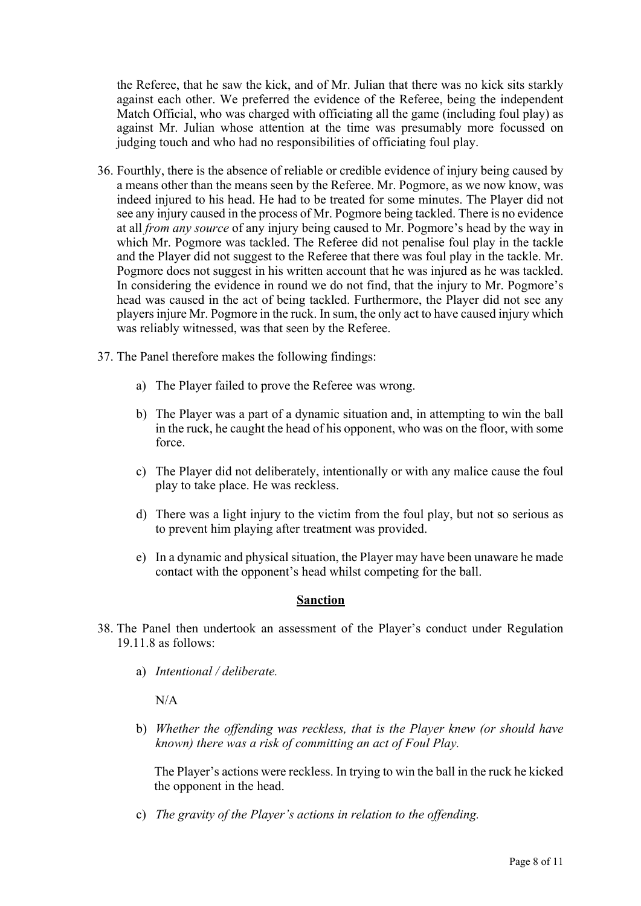the Referee, that he saw the kick, and of Mr. Julian that there was no kick sits starkly against each other. We preferred the evidence of the Referee, being the independent Match Official, who was charged with officiating all the game (including foul play) as against Mr. Julian whose attention at the time was presumably more focussed on judging touch and who had no responsibilities of officiating foul play.

36. Fourthly, there is the absence of reliable or credible evidence of injury being caused by a means other than the means seen by the Referee. Mr. Pogmore, as we now know, was indeed injured to his head. He had to be treated for some minutes. The Player did not see any injury caused in the process of Mr. Pogmore being tackled. There is no evidence at all *from any source* of any injury being caused to Mr. Pogmore's head by the way in which Mr. Pogmore was tackled. The Referee did not penalise foul play in the tackle and the Player did not suggest to the Referee that there was foul play in the tackle. Mr. Pogmore does not suggest in his written account that he was injured as he was tackled. In considering the evidence in round we do not find, that the injury to Mr. Pogmore's head was caused in the act of being tackled. Furthermore, the Player did not see any players injure Mr. Pogmore in the ruck. In sum, the only act to have caused injury which was reliably witnessed, was that seen by the Referee.

37. The Panel therefore makes the following findings:

    a) The Player failed to prove the Referee was wrong.

    b) The Player was a part of a dynamic situation and, in attempting to win the ball in the ruck, he caught the head of his opponent, who was on the floor, with some force.

    c) The Player did not deliberately, intentionally or with any malice cause the foul play to take place. He was reckless.

    d) There was a light injury to the victim from the foul play, but not so serious as to prevent him playing after treatment was provided.

    e) In a dynamic and physical situation, the Player may have been unaware he made contact with the opponent's head whilst competing for the ball.

## Sanction

38. The Panel then undertook an assessment of the Player's conduct under Regulation 19.11.8 as follows:

    a) *Intentional / deliberate.*

       N/A

    b) *Whether the offending was reckless, that is the Player knew (or should have known) there was a risk of committing an act of Foul Play.*

       The Player's actions were reckless. In trying to win the ball in the ruck he kicked the opponent in the head.

    c) *The gravity of the Player's actions in relation to the offending.*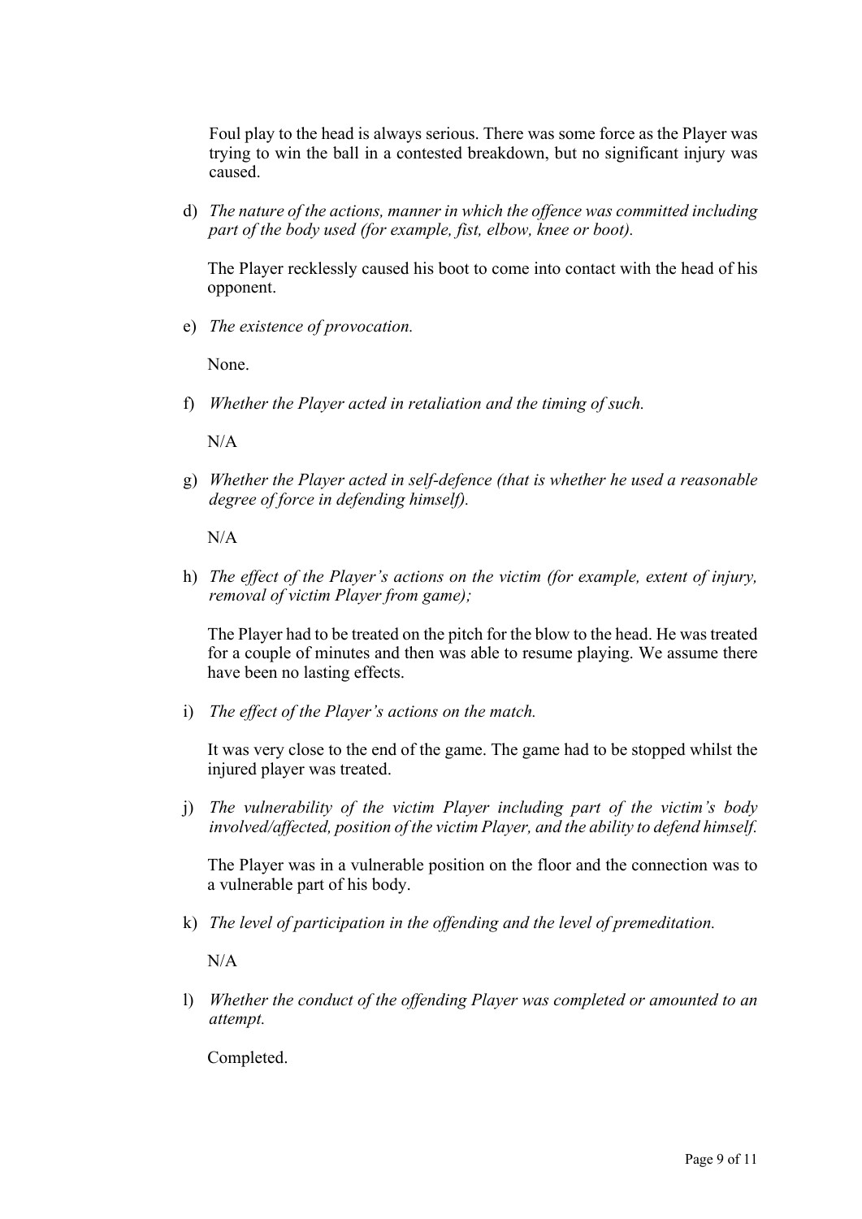Foul play to the head is always serious. There was some force as the Player was trying to win the ball in a contested breakdown, but no significant injury was caused.

d) *The nature of the actions, manner in which the offence was committed including part of the body used (for example, fist, elbow, knee or boot).*

The Player recklessly caused his boot to come into contact with the head of his opponent.

e) *The existence of provocation.*

None.

f) *Whether the Player acted in retaliation and the timing of such.*

N/A

g) *Whether the Player acted in self-defence (that is whether he used a reasonable degree of force in defending himself).*

N/A

h) *The effect of the Player's actions on the victim (for example, extent of injury, removal of victim Player from game);*

The Player had to be treated on the pitch for the blow to the head. He was treated for a couple of minutes and then was able to resume playing. We assume there have been no lasting effects.

i) *The effect of the Player's actions on the match.*

It was very close to the end of the game. The game had to be stopped whilst the injured player was treated.

j) *The vulnerability of the victim Player including part of the victim's body involved/affected, position of the victim Player, and the ability to defend himself.*

The Player was in a vulnerable position on the floor and the connection was to a vulnerable part of his body.

k) *The level of participation in the offending and the level of premeditation.*

N/A

l) *Whether the conduct of the offending Player was completed or amounted to an attempt.*

Completed.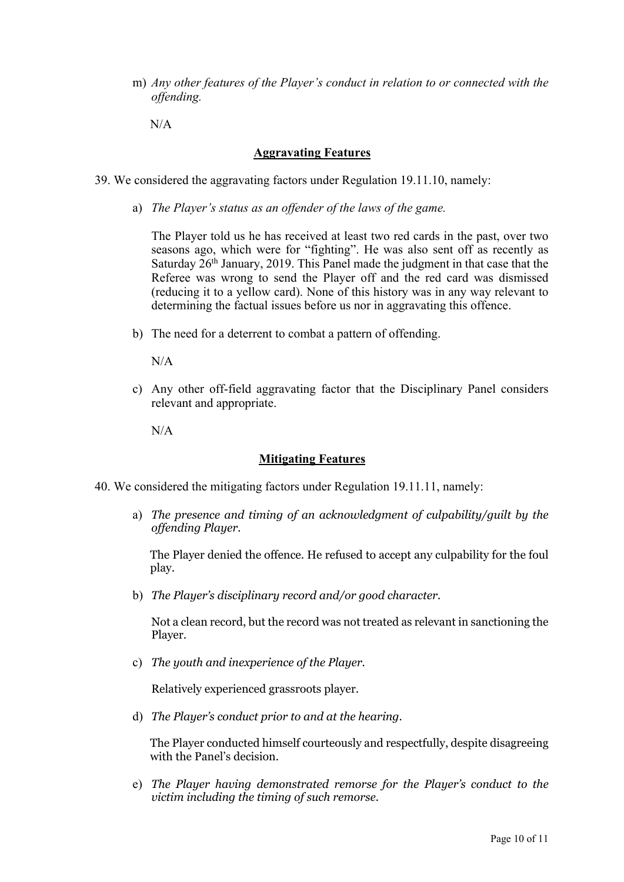m) *Any other features of the Player's conduct in relation to or connected with the offending.*

   N/A

### Aggravating Features

39. We considered the aggravating factors under Regulation 19.11.10, namely:

    a) *The Player's status as an offender of the laws of the game.*

       The Player told us he has received at least two red cards in the past, over two seasons ago, which were for "fighting". He was also sent off as recently as Saturday 26th January, 2019. This Panel made the judgment in that case that the Referee was wrong to send the Player off and the red card was dismissed (reducing it to a yellow card). None of this history was in any way relevant to determining the factual issues before us nor in aggravating this offence.

    b) The need for a deterrent to combat a pattern of offending.

       N/A

    c) Any other off-field aggravating factor that the Disciplinary Panel considers relevant and appropriate.

       N/A

### Mitigating Features

40. We considered the mitigating factors under Regulation 19.11.11, namely:

    a) *The presence and timing of an acknowledgment of culpability/guilt by the offending Player.*

       The Player denied the offence. He refused to accept any culpability for the foul play.

    b) *The Player's disciplinary record and/or good character.*

       Not a clean record, but the record was not treated as relevant in sanctioning the Player.

    c) *The youth and inexperience of the Player.*

       Relatively experienced grassroots player.

    d) *The Player's conduct prior to and at the hearing.*

       The Player conducted himself courteously and respectfully, despite disagreeing with the Panel's decision.

    e) *The Player having demonstrated remorse for the Player's conduct to the victim including the timing of such remorse.*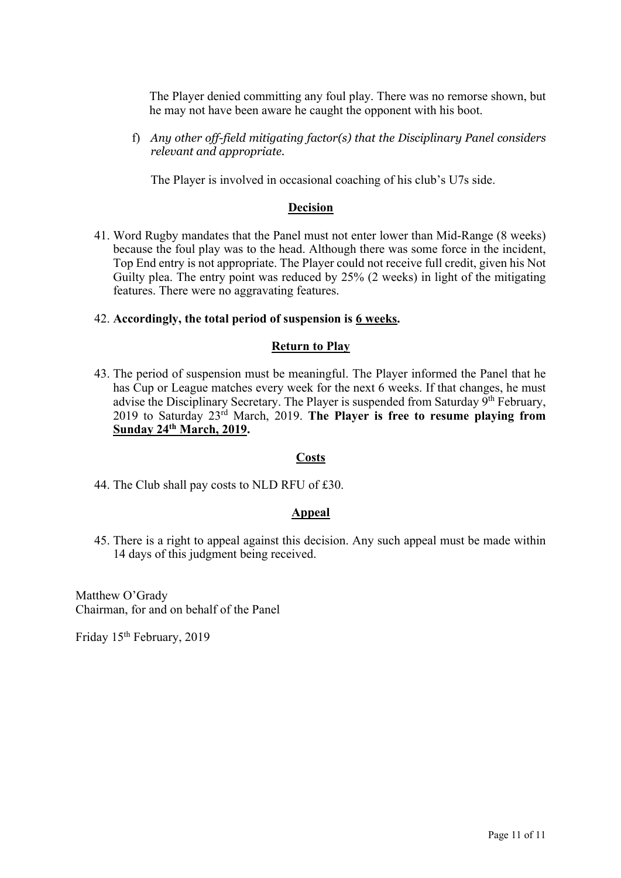The Player denied committing any foul play. There was no remorse shown, but he may not have been aware he caught the opponent with his boot.

f) *Any other off-field mitigating factor(s) that the Disciplinary Panel considers relevant and appropriate.*

The Player is involved in occasional coaching of his club's U7s side.

## Decision

41. Word Rugby mandates that the Panel must not enter lower than Mid-Range (8 weeks) because the foul play was to the head. Although there was some force in the incident, Top End entry is not appropriate. The Player could not receive full credit, given his Not Guilty plea. The entry point was reduced by 25% (2 weeks) in light of the mitigating features. There were no aggravating features.

42. **Accordingly, the total period of suspension is <u>6 weeks</u>.**

## Return to Play

43. The period of suspension must be meaningful. The Player informed the Panel that he has Cup or League matches every week for the next 6 weeks. If that changes, he must advise the Disciplinary Secretary. The Player is suspended from Saturday 9th February, 2019 to Saturday 23rd March, 2019. **The Player is free to resume playing from <u>Sunday 24th March, 2019</u>.**

## Costs

44. The Club shall pay costs to NLD RFU of £30.

## Appeal

45. There is a right to appeal against this decision. Any such appeal must be made within 14 days of this judgment being received.

Matthew O'Grady
Chairman, for and on behalf of the Panel

Friday 15th February, 2019